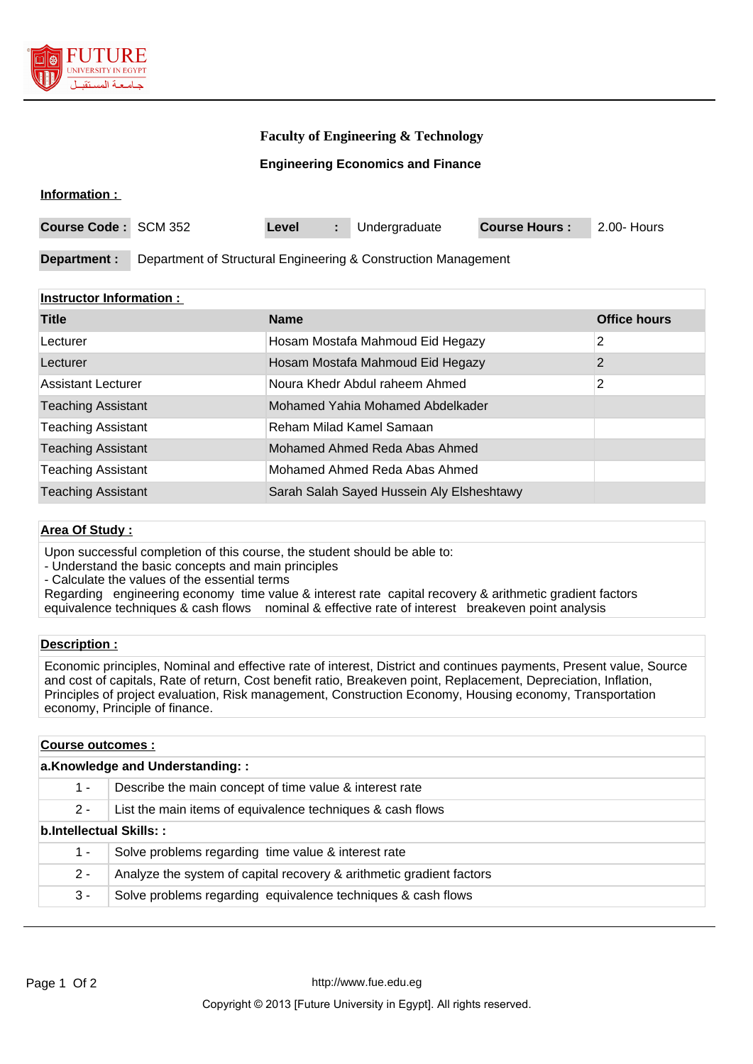# Faculty of Engineering & Technology

## Engineering Economics and Finance

**Information :**

| **Course Code :** | SCM 352 | **Level** | **:** | Undergraduate | **Course Hours :** | 2.00- Hours |
|---|---|---|---|---|---|---|

**Department :** Department of Structural Engineering & Construction Management

**Instructor Information :**

| Title | Name | Office hours |
|---|---|---|
| Lecturer | Hosam Mostafa Mahmoud Eid Hegazy | 2 |
| Lecturer | Hosam Mostafa Mahmoud Eid Hegazy | 2 |
| Assistant Lecturer | Noura Khedr Abdul raheem Ahmed | 2 |
| Teaching Assistant | Mohamed Yahia Mohamed Abdelkader | |
| Teaching Assistant | Reham Milad Kamel Samaan | |
| Teaching Assistant | Mohamed Ahmed Reda Abas Ahmed | |
| Teaching Assistant | Mohamed Ahmed Reda Abas Ahmed | |
| Teaching Assistant | Sarah Salah Sayed Hussein Aly Elsheshtawy | |

**Area Of Study :**

Upon successful completion of this course, the student should be able to:
- Understand the basic concepts and main principles
- Calculate the values of the essential terms

Regarding engineering economy time value & interest rate capital recovery & arithmetic gradient factors equivalence techniques & cash flows nominal & effective rate of interest breakeven point analysis

**Description :**

Economic principles, Nominal and effective rate of interest, District and continues payments, Present value, Source and cost of capitals, Rate of return, Cost benefit ratio, Breakeven point, Replacement, Depreciation, Inflation, Principles of project evaluation, Risk management, Construction Economy, Housing economy, Transportation economy, Principle of finance.

**Course outcomes :**

**a.Knowledge and Understanding: :**

| | |
|---|---|
| 1 - | Describe the main concept of time value & interest rate |
| 2 - | List the main items of equivalence techniques & cash flows |

**b.Intellectual Skills: :**

| | |
|---|---|
| 1 - | Solve problems regarding time value & interest rate |
| 2 - | Analyze the system of capital recovery & arithmetic gradient factors |
| 3 - | Solve problems regarding equivalence techniques & cash flows |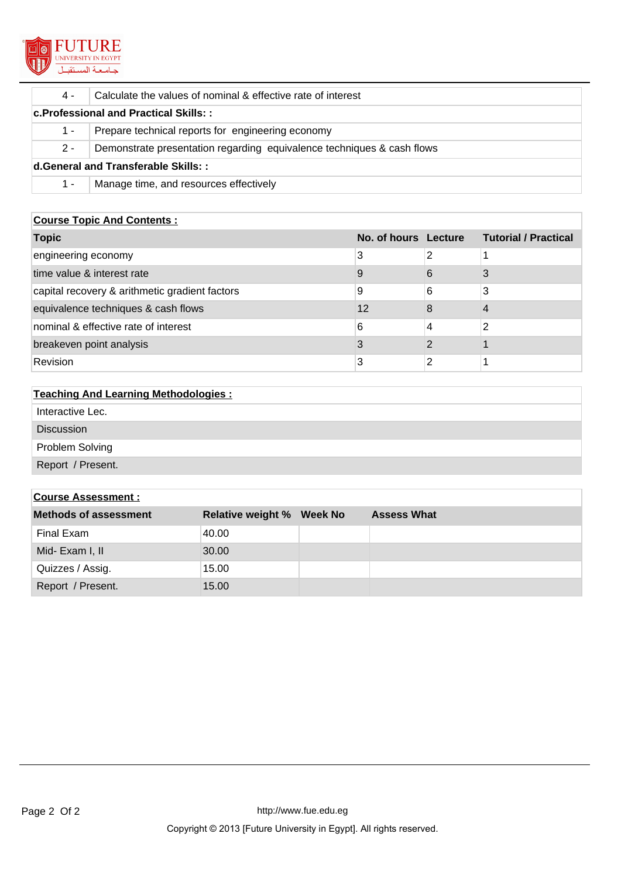| | |
|---|---|
| 4 - | Calculate the values of nominal & effective rate of interest |
| **c.Professional and Practical Skills: :** | |
| 1 - | Prepare technical reports for engineering economy |
| 2 - | Demonstrate presentation regarding equivalence techniques & cash flows |
| **d.General and Transferable Skills: :** | |
| 1 - | Manage time, and resources effectively |

**Course Topic And Contents :**

| Topic | No. of hours | Lecture | Tutorial / Practical |
|---|---|---|---|
| engineering economy | 3 | 2 | 1 |
| time value & interest rate | 9 | 6 | 3 |
| capital recovery & arithmetic gradient factors | 9 | 6 | 3 |
| equivalence techniques & cash flows | 12 | 8 | 4 |
| nominal & effective rate of interest | 6 | 4 | 2 |
| breakeven point analysis | 3 | 2 | 1 |
| Revision | 3 | 2 | 1 |

**Teaching And Learning Methodologies :**

- Interactive Lec.
- Discussion
- Problem Solving
- Report / Present.

**Course Assessment :**

| Methods of assessment | Relative weight % | Week No | Assess What |
|---|---|---|---|
| Final Exam | 40.00 | | |
| Mid- Exam I, II | 30.00 | | |
| Quizzes / Assig. | 15.00 | | |
| Report / Present. | 15.00 | | |